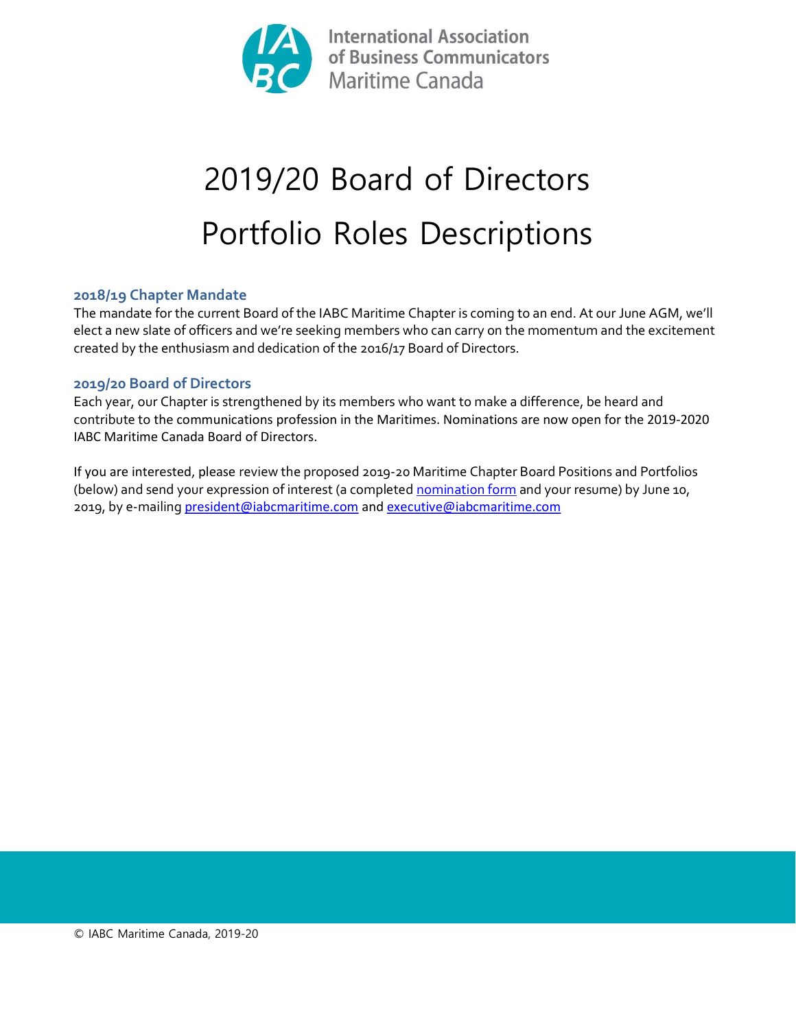International Association of Business Communicators Maritime Canada

# 2019/20 Board of Directors

# Portfolio Roles Descriptions

### 2018/19 Chapter Mandate

The mandate for the current Board of the IABC Maritime Chapter is coming to an end. At our June AGM, we'll elect a new slate of officers and we're seeking members who can carry on the momentum and the excitement created by the enthusiasm and dedication of the 2016/17 Board of Directors.

### 2019/20 Board of Directors

Each year, our Chapter is strengthened by its members who want to make a difference, be heard and contribute to the communications profession in the Maritimes. Nominations are now open for the 2019-2020 IABC Maritime Canada Board of Directors.

If you are interested, please review the proposed 2019-20 Maritime Chapter Board Positions and Portfolios (below) and send your expression of interest (a completed nomination form and your resume) by June 10, 2019, by e-mailing president@iabcmaritime.com and executive@iabcmaritime.com

© IABC Maritime Canada, 2019-20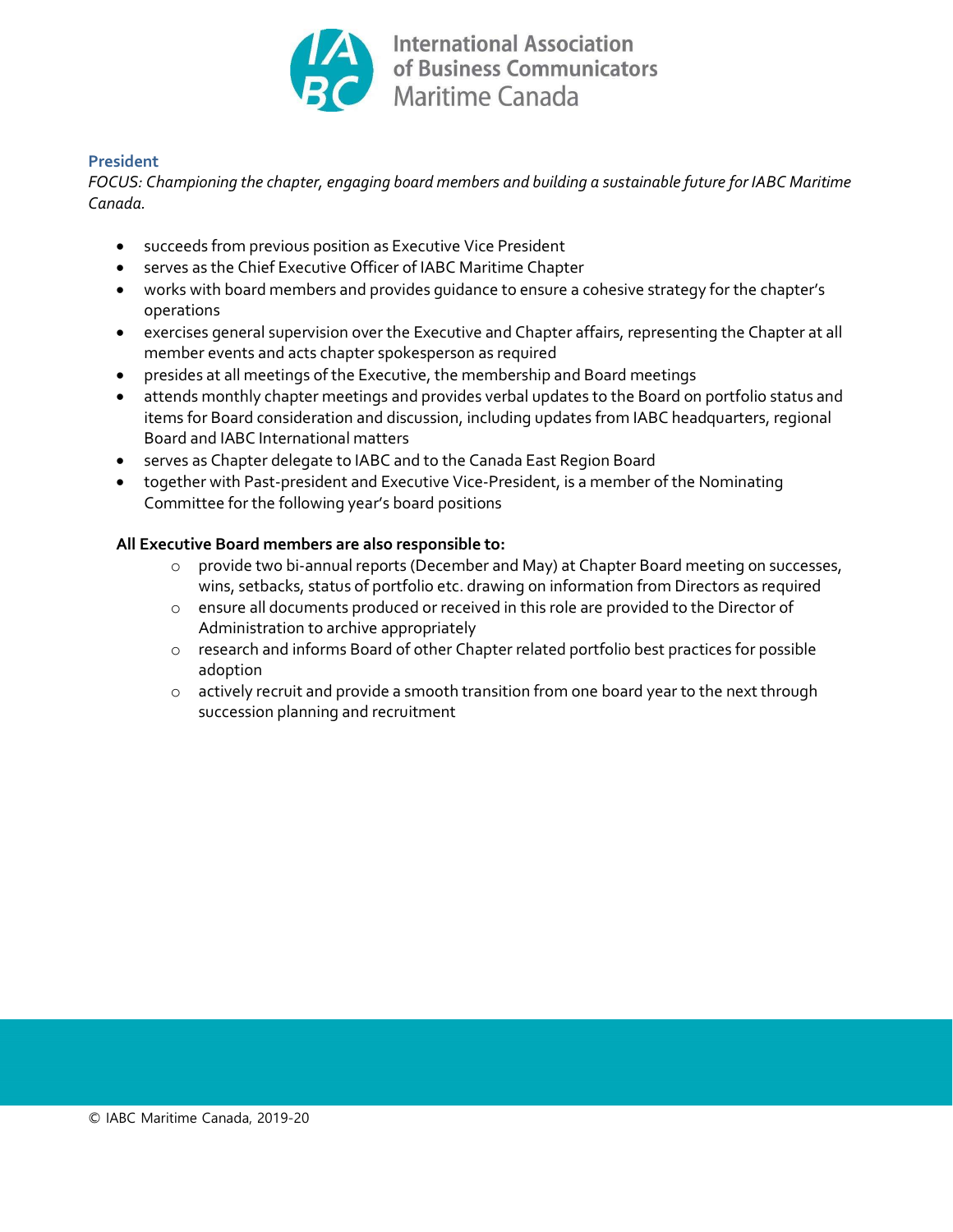## President

*FOCUS: Championing the chapter, engaging board members and building a sustainable future for IABC Maritime Canada.*

- succeeds from previous position as Executive Vice President
- serves as the Chief Executive Officer of IABC Maritime Chapter
- works with board members and provides guidance to ensure a cohesive strategy for the chapter's operations
- exercises general supervision over the Executive and Chapter affairs, representing the Chapter at all member events and acts chapter spokesperson as required
- presides at all meetings of the Executive, the membership and Board meetings
- attends monthly chapter meetings and provides verbal updates to the Board on portfolio status and items for Board consideration and discussion, including updates from IABC headquarters, regional Board and IABC International matters
- serves as Chapter delegate to IABC and to the Canada East Region Board
- together with Past-president and Executive Vice-President, is a member of the Nominating Committee for the following year's board positions

**All Executive Board members are also responsible to:**

- provide two bi-annual reports (December and May) at Chapter Board meeting on successes, wins, setbacks, status of portfolio etc. drawing on information from Directors as required
- ensure all documents produced or received in this role are provided to the Director of Administration to archive appropriately
- research and informs Board of other Chapter related portfolio best practices for possible adoption
- actively recruit and provide a smooth transition from one board year to the next through succession planning and recruitment

© IABC Maritime Canada, 2019-20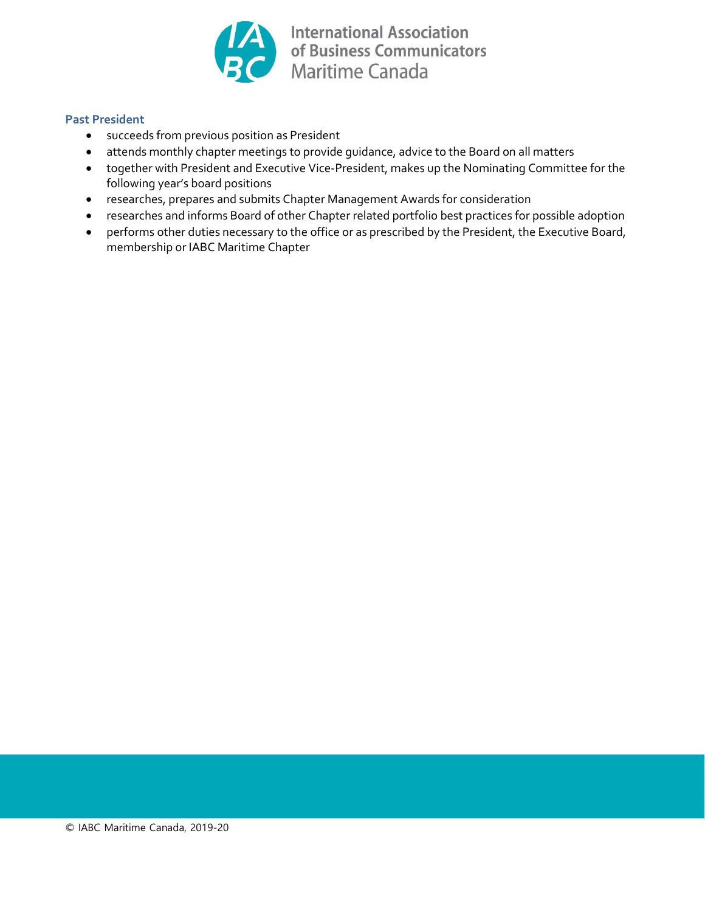### Past President

- succeeds from previous position as President
- attends monthly chapter meetings to provide guidance, advice to the Board on all matters
- together with President and Executive Vice-President, makes up the Nominating Committee for the following year's board positions
- researches, prepares and submits Chapter Management Awards for consideration
- researches and informs Board of other Chapter related portfolio best practices for possible adoption
- performs other duties necessary to the office or as prescribed by the President, the Executive Board, membership or IABC Maritime Chapter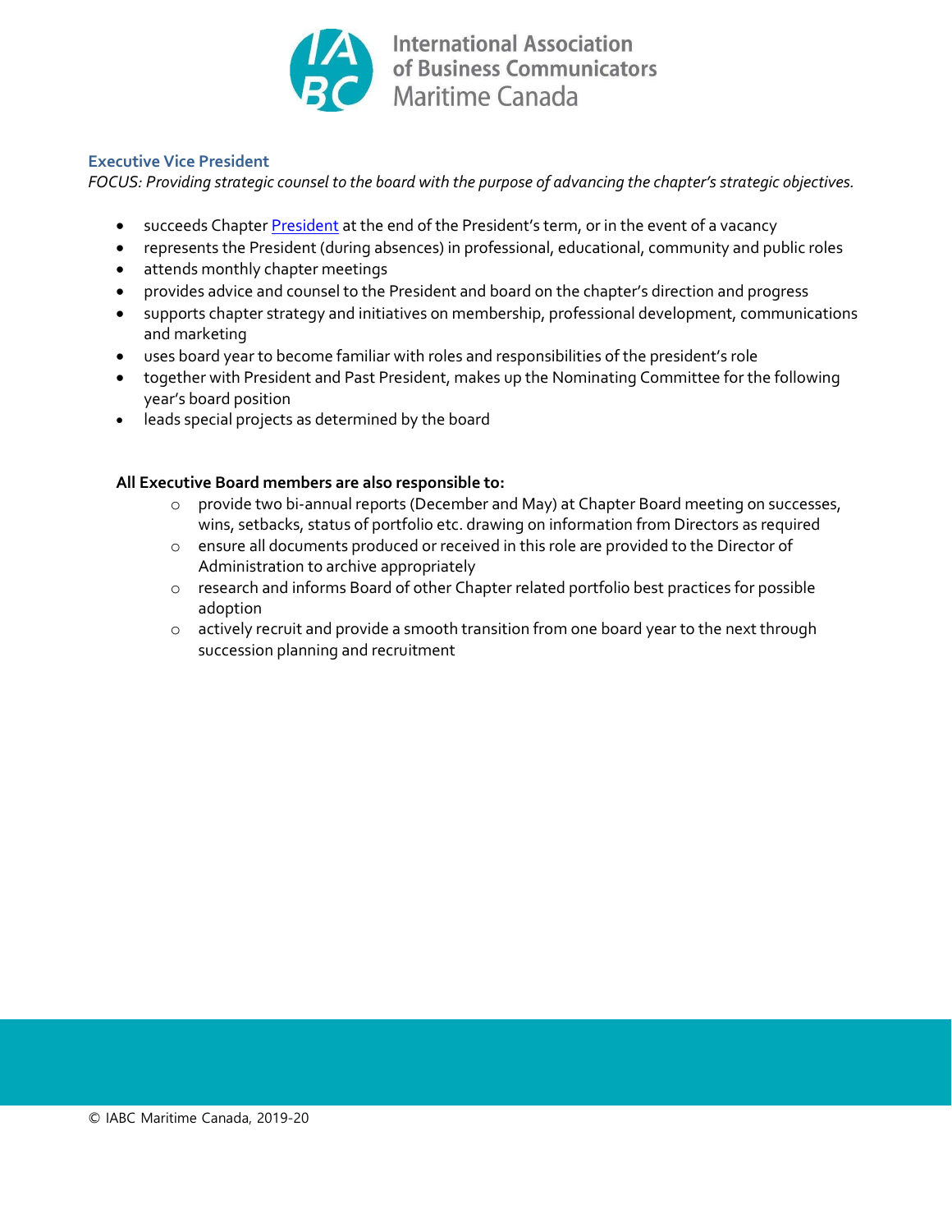### Executive Vice President

*FOCUS: Providing strategic counsel to the board with the purpose of advancing the chapter's strategic objectives.*

- succeeds Chapter President at the end of the President's term, or in the event of a vacancy
- represents the President (during absences) in professional, educational, community and public roles
- attends monthly chapter meetings
- provides advice and counsel to the President and board on the chapter's direction and progress
- supports chapter strategy and initiatives on membership, professional development, communications and marketing
- uses board year to become familiar with roles and responsibilities of the president's role
- together with President and Past President, makes up the Nominating Committee for the following year's board position
- leads special projects as determined by the board

**All Executive Board members are also responsible to:**

- provide two bi-annual reports (December and May) at Chapter Board meeting on successes, wins, setbacks, status of portfolio etc. drawing on information from Directors as required
- ensure all documents produced or received in this role are provided to the Director of Administration to archive appropriately
- research and informs Board of other Chapter related portfolio best practices for possible adoption
- actively recruit and provide a smooth transition from one board year to the next through succession planning and recruitment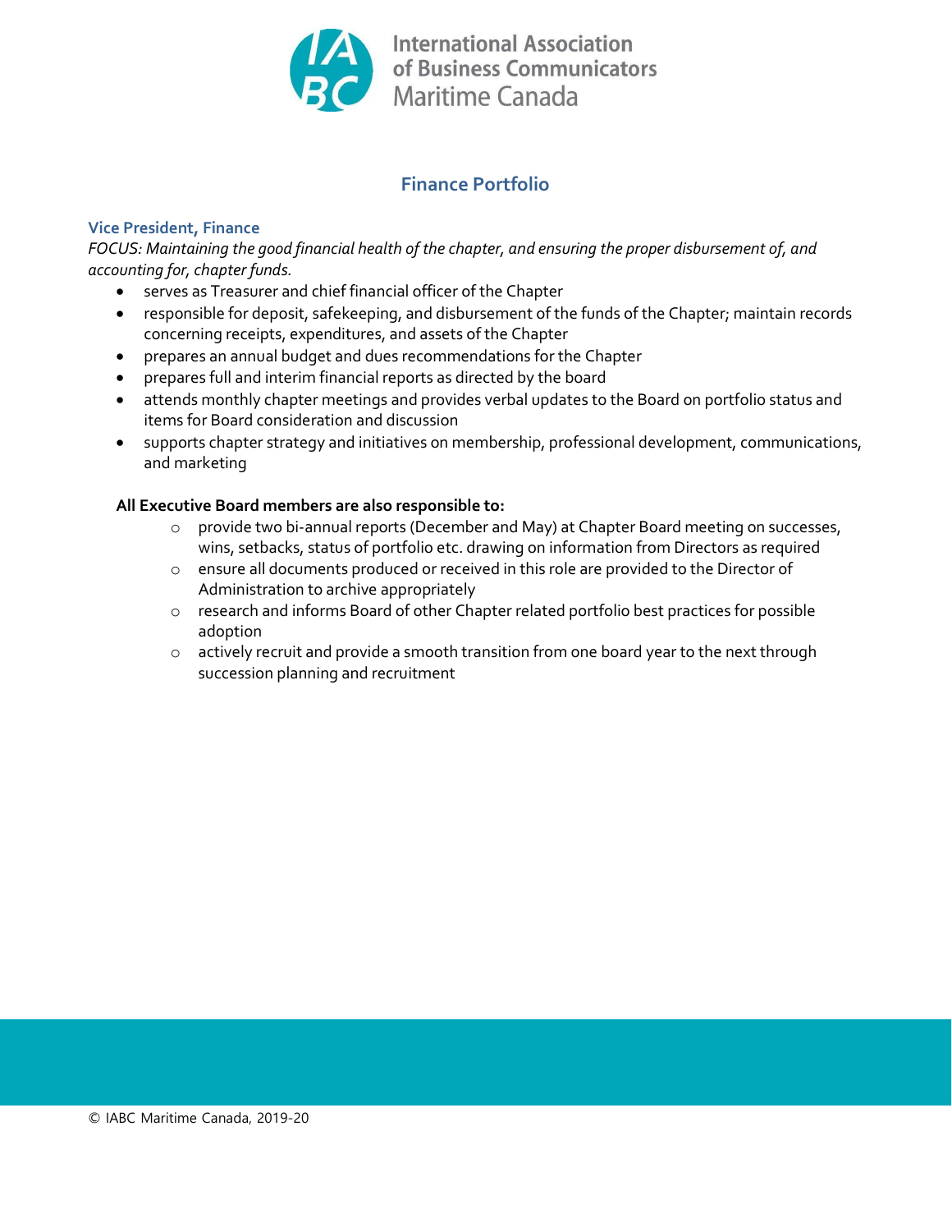# Finance Portfolio

## Vice President, Finance

*FOCUS: Maintaining the good financial health of the chapter, and ensuring the proper disbursement of, and accounting for, chapter funds.*

- serves as Treasurer and chief financial officer of the Chapter
- responsible for deposit, safekeeping, and disbursement of the funds of the Chapter; maintain records concerning receipts, expenditures, and assets of the Chapter
- prepares an annual budget and dues recommendations for the Chapter
- prepares full and interim financial reports as directed by the board
- attends monthly chapter meetings and provides verbal updates to the Board on portfolio status and items for Board consideration and discussion
- supports chapter strategy and initiatives on membership, professional development, communications, and marketing

**All Executive Board members are also responsible to:**

- provide two bi-annual reports (December and May) at Chapter Board meeting on successes, wins, setbacks, status of portfolio etc. drawing on information from Directors as required
- ensure all documents produced or received in this role are provided to the Director of Administration to archive appropriately
- research and informs Board of other Chapter related portfolio best practices for possible adoption
- actively recruit and provide a smooth transition from one board year to the next through succession planning and recruitment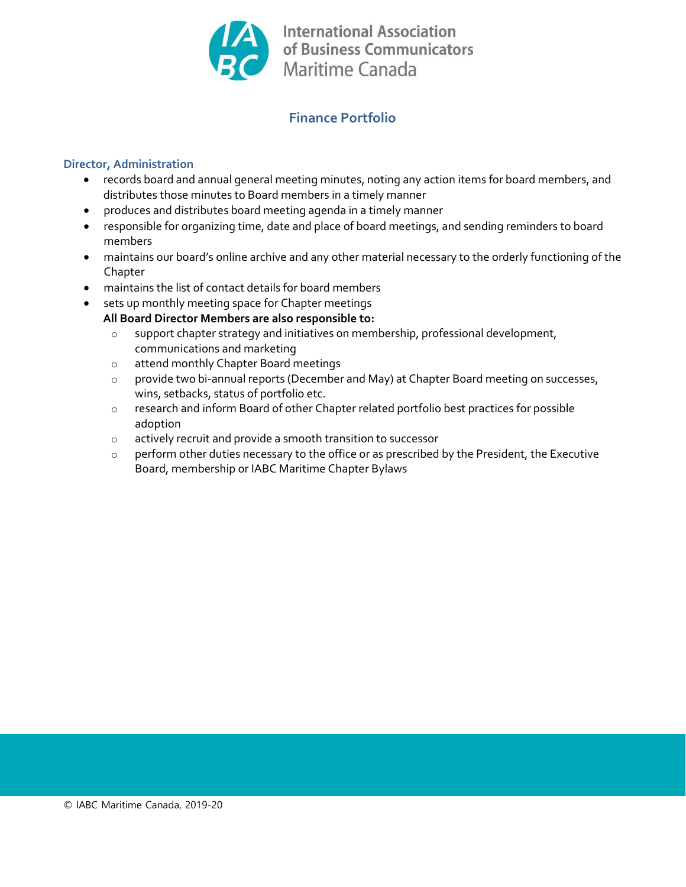## Finance Portfolio

### Director, Administration

- records board and annual general meeting minutes, noting any action items for board members, and distributes those minutes to Board members in a timely manner
- produces and distributes board meeting agenda in a timely manner
- responsible for organizing time, date and place of board meetings, and sending reminders to board members
- maintains our board's online archive and any other material necessary to the orderly functioning of the Chapter
- maintains the list of contact details for board members
- sets up monthly meeting space for Chapter meetings

  **All Board Director Members are also responsible to:**
  - support chapter strategy and initiatives on membership, professional development, communications and marketing
  - attend monthly Chapter Board meetings
  - provide two bi-annual reports (December and May) at Chapter Board meeting on successes, wins, setbacks, status of portfolio etc.
  - research and inform Board of other Chapter related portfolio best practices for possible adoption
  - actively recruit and provide a smooth transition to successor
  - perform other duties necessary to the office or as prescribed by the President, the Executive Board, membership or IABC Maritime Chapter Bylaws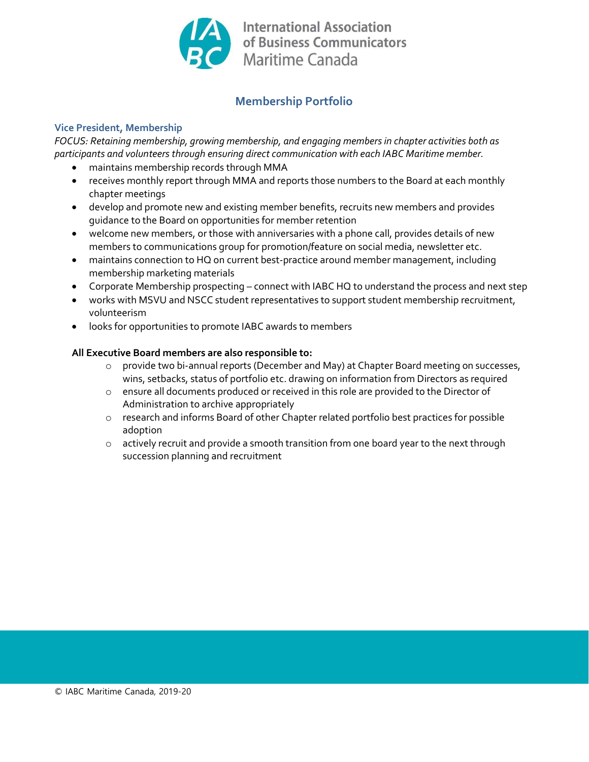# Membership Portfolio

## Vice President, Membership

*FOCUS: Retaining membership, growing membership, and engaging members in chapter activities both as participants and volunteers through ensuring direct communication with each IABC Maritime member.*

- maintains membership records through MMA
- receives monthly report through MMA and reports those numbers to the Board at each monthly chapter meetings
- develop and promote new and existing member benefits, recruits new members and provides guidance to the Board on opportunities for member retention
- welcome new members, or those with anniversaries with a phone call, provides details of new members to communications group for promotion/feature on social media, newsletter etc.
- maintains connection to HQ on current best-practice around member management, including membership marketing materials
- Corporate Membership prospecting – connect with IABC HQ to understand the process and next step
- works with MSVU and NSCC student representatives to support student membership recruitment, volunteerism
- looks for opportunities to promote IABC awards to members

**All Executive Board members are also responsible to:**

- provide two bi-annual reports (December and May) at Chapter Board meeting on successes, wins, setbacks, status of portfolio etc. drawing on information from Directors as required
- ensure all documents produced or received in this role are provided to the Director of Administration to archive appropriately
- research and informs Board of other Chapter related portfolio best practices for possible adoption
- actively recruit and provide a smooth transition from one board year to the next through succession planning and recruitment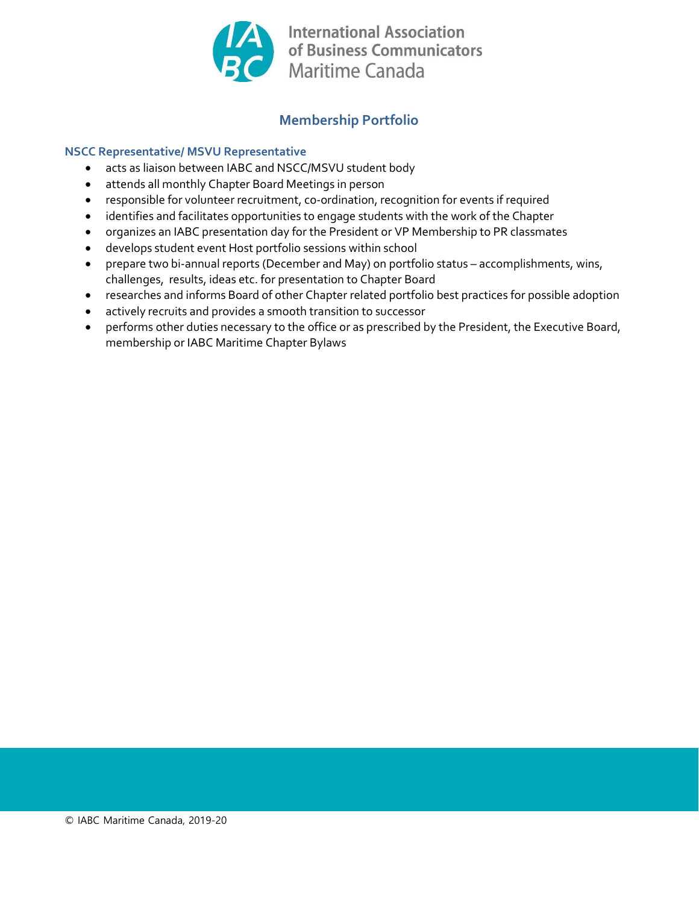International Association of Business Communicators Maritime Canada

## Membership Portfolio

### NSCC Representative/ MSVU Representative

- acts as liaison between IABC and NSCC/MSVU student body
- attends all monthly Chapter Board Meetings in person
- responsible for volunteer recruitment, co-ordination, recognition for events if required
- identifies and facilitates opportunities to engage students with the work of the Chapter
- organizes an IABC presentation day for the President or VP Membership to PR classmates
- develops student event Host portfolio sessions within school
- prepare two bi-annual reports (December and May) on portfolio status – accomplishments, wins, challenges, results, ideas etc. for presentation to Chapter Board
- researches and informs Board of other Chapter related portfolio best practices for possible adoption
- actively recruits and provides a smooth transition to successor
- performs other duties necessary to the office or as prescribed by the President, the Executive Board, membership or IABC Maritime Chapter Bylaws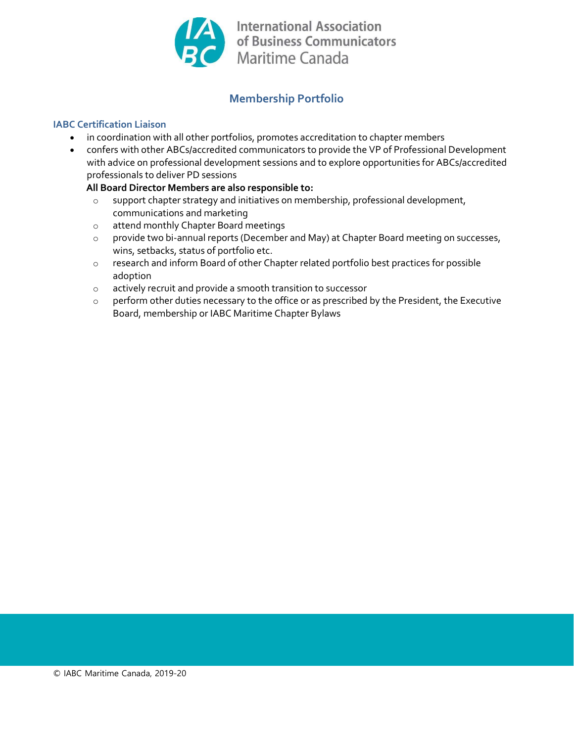## Membership Portfolio

### IABC Certification Liaison

- in coordination with all other portfolios, promotes accreditation to chapter members
- confers with other ABCs/accredited communicators to provide the VP of Professional Development with advice on professional development sessions and to explore opportunities for ABCs/accredited professionals to deliver PD sessions

  **All Board Director Members are also responsible to:**
  - support chapter strategy and initiatives on membership, professional development, communications and marketing
  - attend monthly Chapter Board meetings
  - provide two bi-annual reports (December and May) at Chapter Board meeting on successes, wins, setbacks, status of portfolio etc.
  - research and inform Board of other Chapter related portfolio best practices for possible adoption
  - actively recruit and provide a smooth transition to successor
  - perform other duties necessary to the office or as prescribed by the President, the Executive Board, membership or IABC Maritime Chapter Bylaws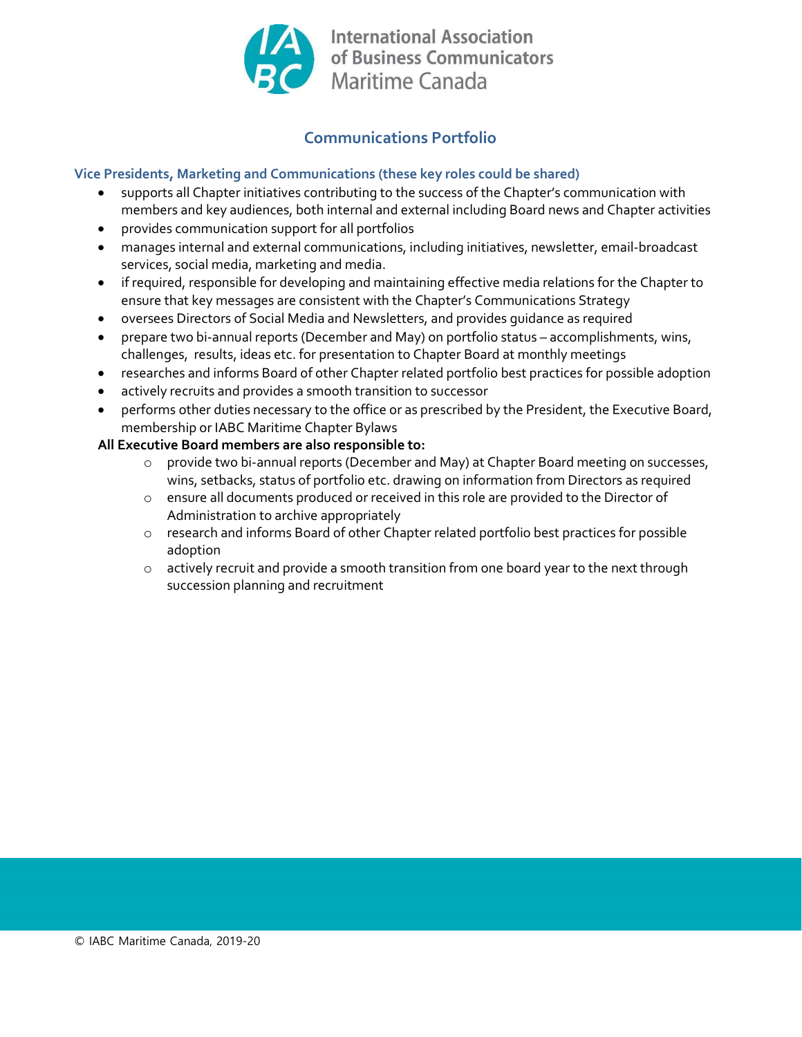# Communications Portfolio

### Vice Presidents, Marketing and Communications (these key roles could be shared)

- supports all Chapter initiatives contributing to the success of the Chapter's communication with members and key audiences, both internal and external including Board news and Chapter activities
- provides communication support for all portfolios
- manages internal and external communications, including initiatives, newsletter, email-broadcast services, social media, marketing and media.
- if required, responsible for developing and maintaining effective media relations for the Chapter to ensure that key messages are consistent with the Chapter's Communications Strategy
- oversees Directors of Social Media and Newsletters, and provides guidance as required
- prepare two bi-annual reports (December and May) on portfolio status – accomplishments, wins, challenges, results, ideas etc. for presentation to Chapter Board at monthly meetings
- researches and informs Board of other Chapter related portfolio best practices for possible adoption
- actively recruits and provides a smooth transition to successor
- performs other duties necessary to the office or as prescribed by the President, the Executive Board, membership or IABC Maritime Chapter Bylaws

**All Executive Board members are also responsible to:**

- provide two bi-annual reports (December and May) at Chapter Board meeting on successes, wins, setbacks, status of portfolio etc. drawing on information from Directors as required
- ensure all documents produced or received in this role are provided to the Director of Administration to archive appropriately
- research and informs Board of other Chapter related portfolio best practices for possible adoption
- actively recruit and provide a smooth transition from one board year to the next through succession planning and recruitment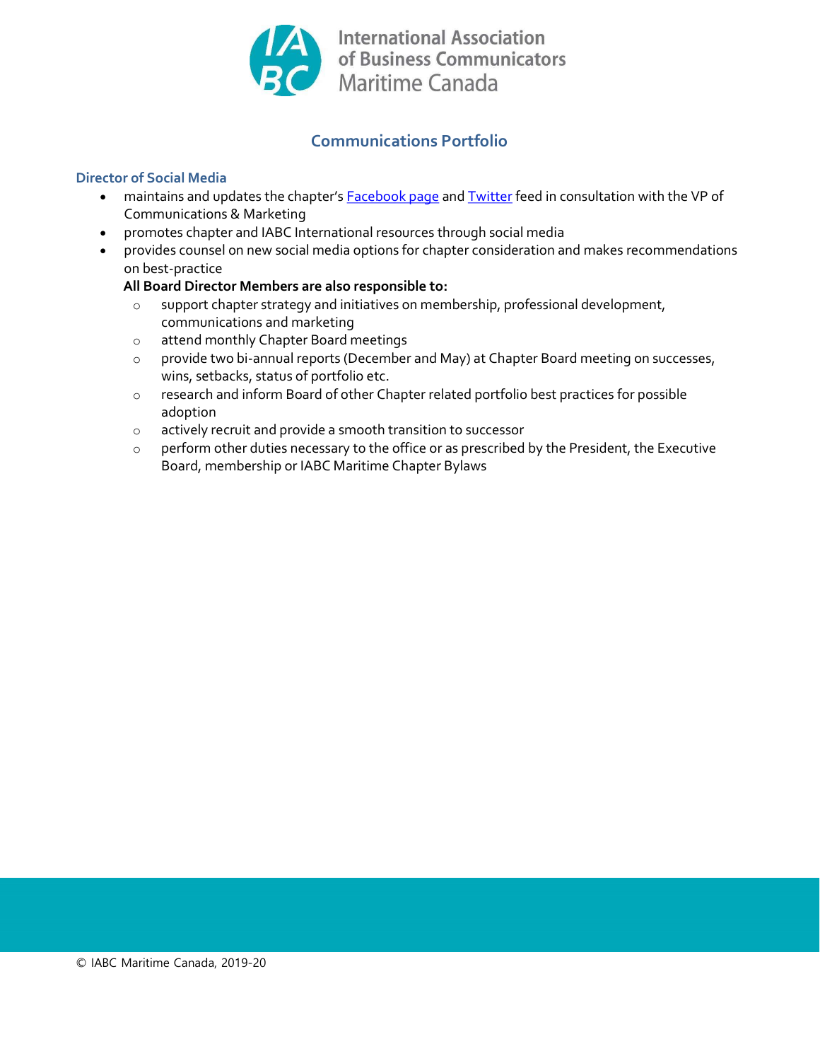International Association of Business Communicators Maritime Canada

## Communications Portfolio

### Director of Social Media

- maintains and updates the chapter's Facebook page and Twitter feed in consultation with the VP of Communications & Marketing
- promotes chapter and IABC International resources through social media
- provides counsel on new social media options for chapter consideration and makes recommendations on best-practice

  **All Board Director Members are also responsible to:**
  - support chapter strategy and initiatives on membership, professional development, communications and marketing
  - attend monthly Chapter Board meetings
  - provide two bi-annual reports (December and May) at Chapter Board meeting on successes, wins, setbacks, status of portfolio etc.
  - research and inform Board of other Chapter related portfolio best practices for possible adoption
  - actively recruit and provide a smooth transition to successor
  - perform other duties necessary to the office or as prescribed by the President, the Executive Board, membership or IABC Maritime Chapter Bylaws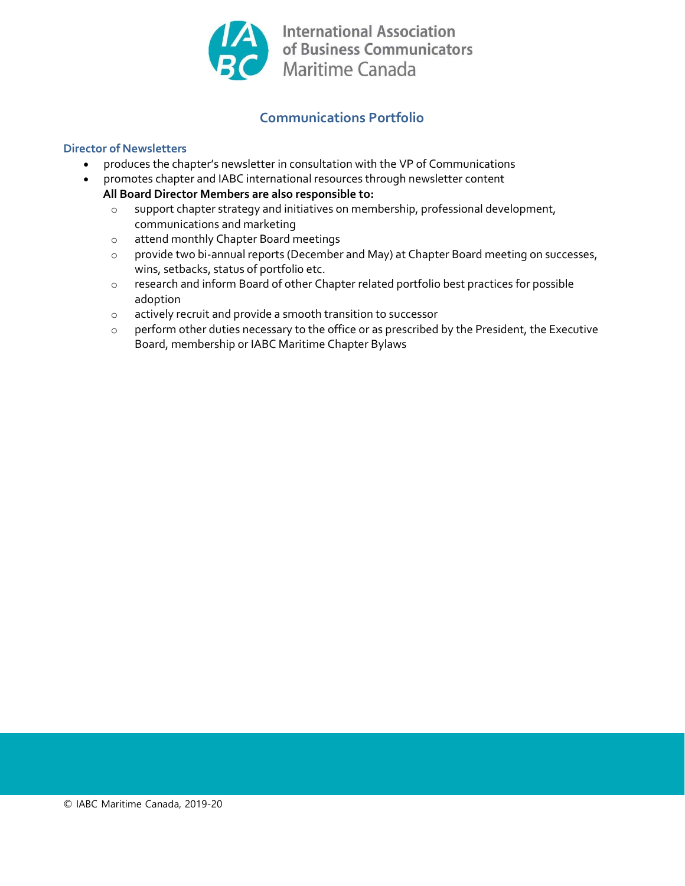# Communications Portfolio

### Director of Newsletters

- produces the chapter's newsletter in consultation with the VP of Communications
- promotes chapter and IABC international resources through newsletter content

  **All Board Director Members are also responsible to:**
  - support chapter strategy and initiatives on membership, professional development, communications and marketing
  - attend monthly Chapter Board meetings
  - provide two bi-annual reports (December and May) at Chapter Board meeting on successes, wins, setbacks, status of portfolio etc.
  - research and inform Board of other Chapter related portfolio best practices for possible adoption
  - actively recruit and provide a smooth transition to successor
  - perform other duties necessary to the office or as prescribed by the President, the Executive Board, membership or IABC Maritime Chapter Bylaws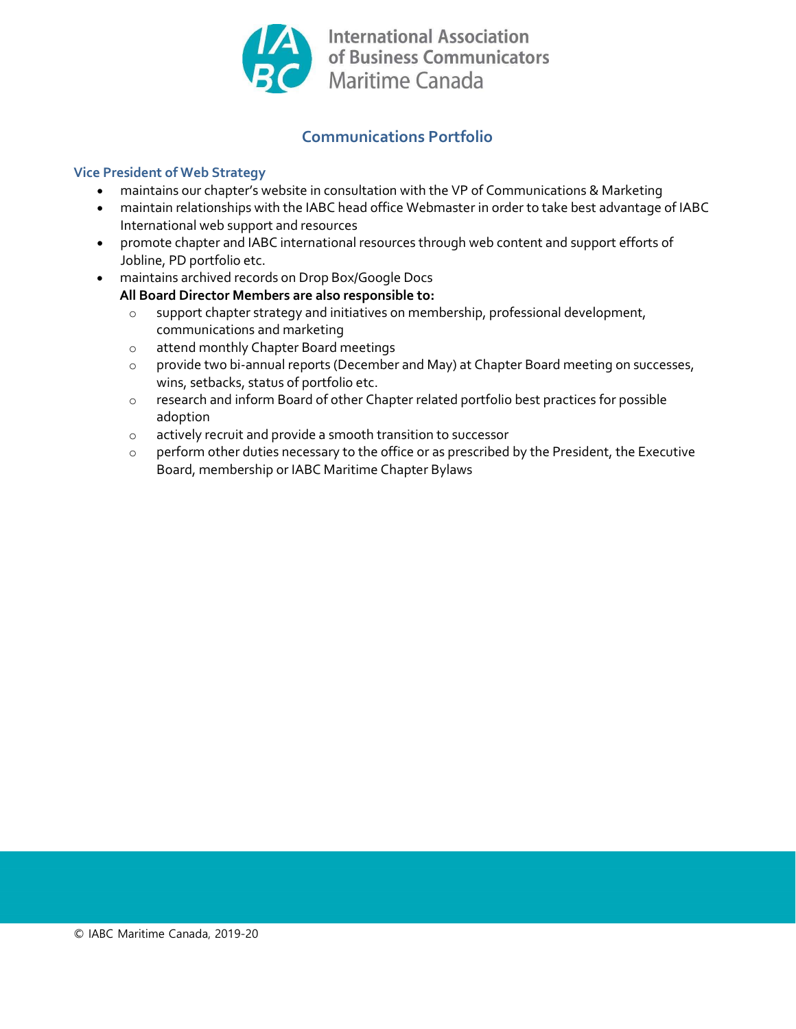International Association of Business Communicators Maritime Canada

## Communications Portfolio

### Vice President of Web Strategy

- maintains our chapter's website in consultation with the VP of Communications & Marketing
- maintain relationships with the IABC head office Webmaster in order to take best advantage of IABC International web support and resources
- promote chapter and IABC international resources through web content and support efforts of Jobline, PD portfolio etc.
- maintains archived records on Drop Box/Google Docs

  **All Board Director Members are also responsible to:**
  - support chapter strategy and initiatives on membership, professional development, communications and marketing
  - attend monthly Chapter Board meetings
  - provide two bi-annual reports (December and May) at Chapter Board meeting on successes, wins, setbacks, status of portfolio etc.
  - research and inform Board of other Chapter related portfolio best practices for possible adoption
  - actively recruit and provide a smooth transition to successor
  - perform other duties necessary to the office or as prescribed by the President, the Executive Board, membership or IABC Maritime Chapter Bylaws

© IABC Maritime Canada, 2019-20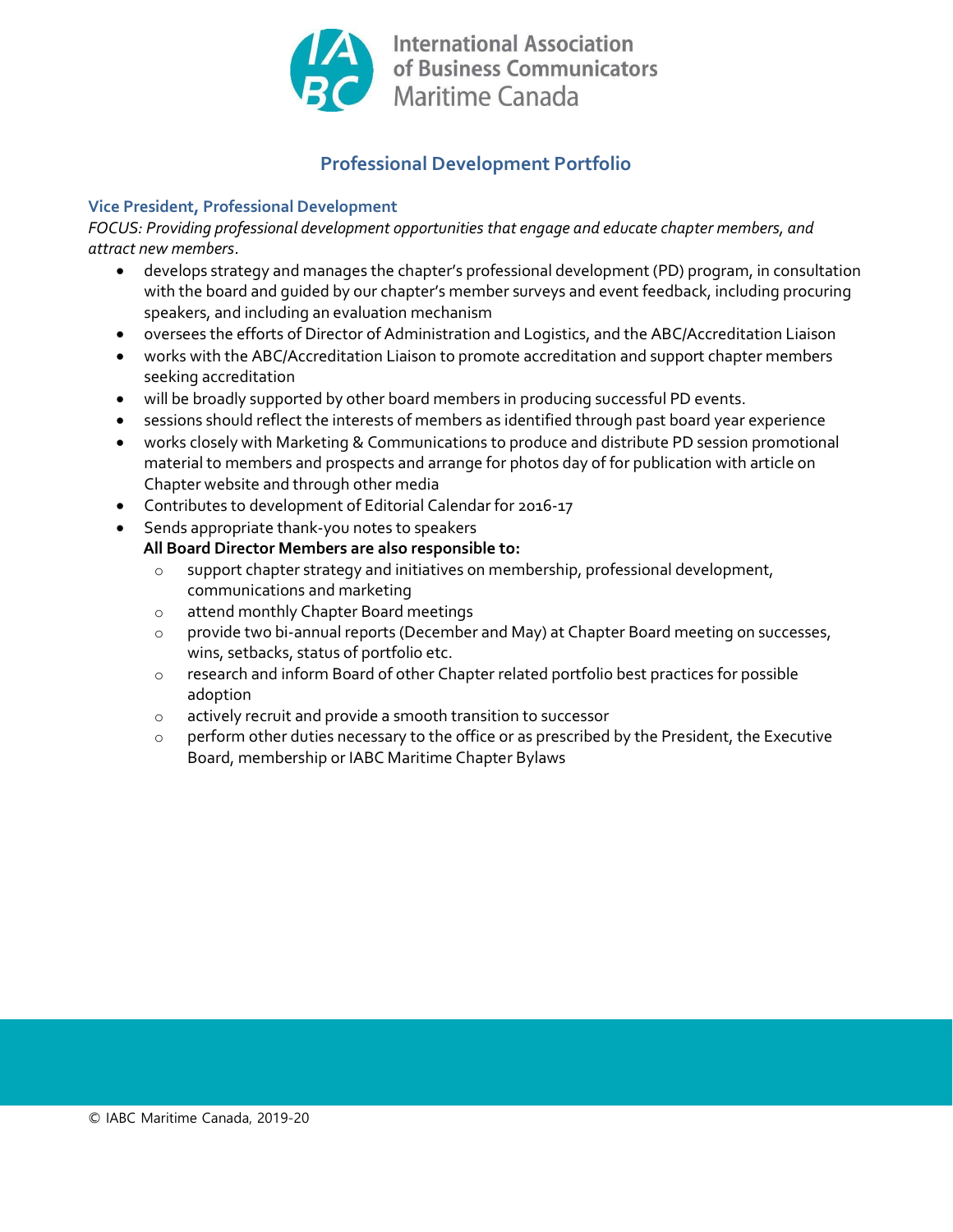## Professional Development Portfolio

### Vice President, Professional Development

*FOCUS: Providing professional development opportunities that engage and educate chapter members, and attract new members*.

- develops strategy and manages the chapter's professional development (PD) program, in consultation with the board and guided by our chapter's member surveys and event feedback, including procuring speakers, and including an evaluation mechanism
- oversees the efforts of Director of Administration and Logistics, and the ABC/Accreditation Liaison
- works with the ABC/Accreditation Liaison to promote accreditation and support chapter members seeking accreditation
- will be broadly supported by other board members in producing successful PD events.
- sessions should reflect the interests of members as identified through past board year experience
- works closely with Marketing & Communications to produce and distribute PD session promotional material to members and prospects and arrange for photos day of for publication with article on Chapter website and through other media
- Contributes to development of Editorial Calendar for 2016-17
- Sends appropriate thank-you notes to speakers

  **All Board Director Members are also responsible to:**
    - support chapter strategy and initiatives on membership, professional development, communications and marketing
    - attend monthly Chapter Board meetings
    - provide two bi-annual reports (December and May) at Chapter Board meeting on successes, wins, setbacks, status of portfolio etc.
    - research and inform Board of other Chapter related portfolio best practices for possible adoption
    - actively recruit and provide a smooth transition to successor
    - perform other duties necessary to the office or as prescribed by the President, the Executive Board, membership or IABC Maritime Chapter Bylaws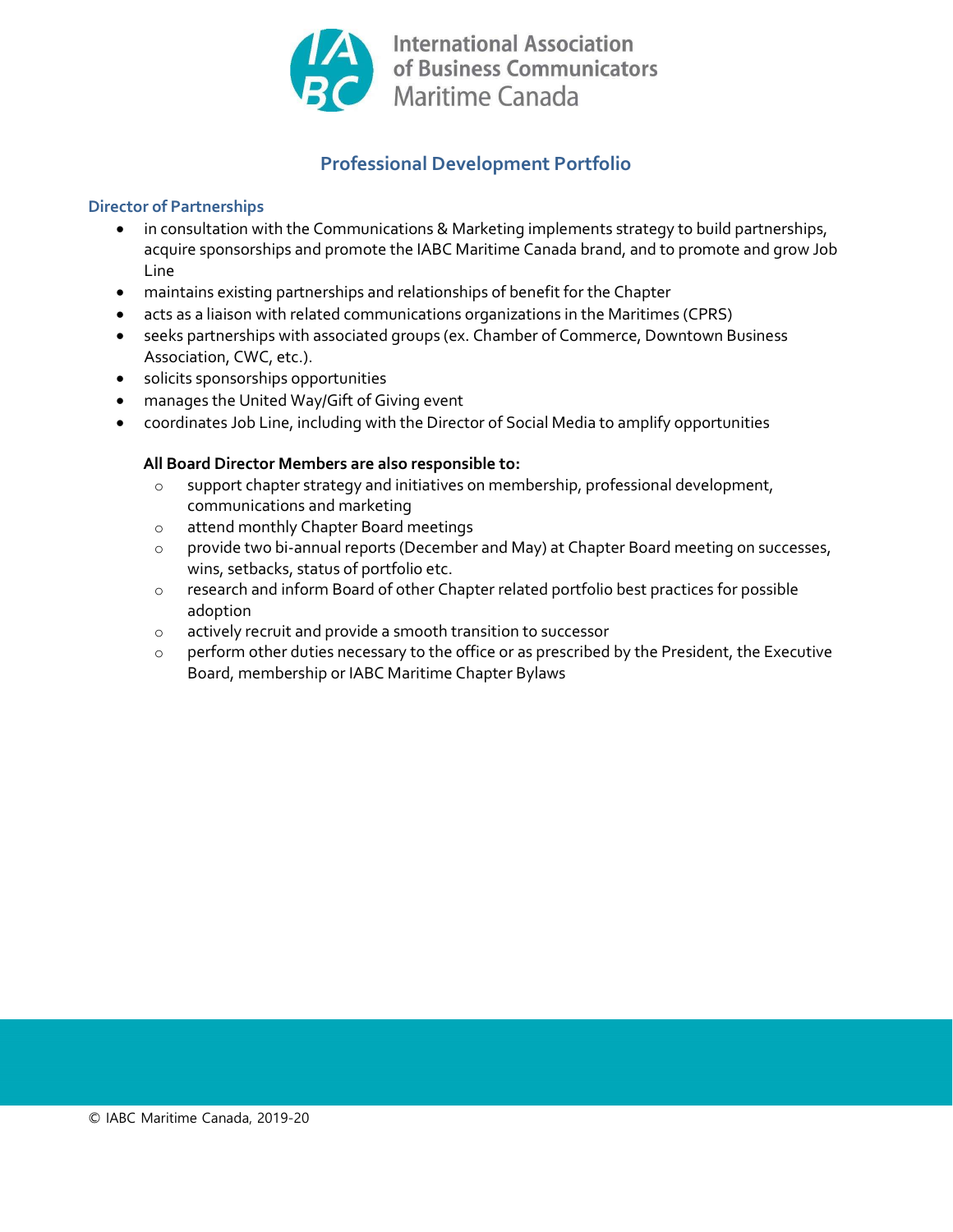International Association of Business Communicators Maritime Canada

## Professional Development Portfolio

### Director of Partnerships

- in consultation with the Communications & Marketing implements strategy to build partnerships, acquire sponsorships and promote the IABC Maritime Canada brand, and to promote and grow Job Line
- maintains existing partnerships and relationships of benefit for the Chapter
- acts as a liaison with related communications organizations in the Maritimes (CPRS)
- seeks partnerships with associated groups (ex. Chamber of Commerce, Downtown Business Association, CWC, etc.).
- solicits sponsorships opportunities
- manages the United Way/Gift of Giving event
- coordinates Job Line, including with the Director of Social Media to amplify opportunities

**All Board Director Members are also responsible to:**

- support chapter strategy and initiatives on membership, professional development, communications and marketing
- attend monthly Chapter Board meetings
- provide two bi-annual reports (December and May) at Chapter Board meeting on successes, wins, setbacks, status of portfolio etc.
- research and inform Board of other Chapter related portfolio best practices for possible adoption
- actively recruit and provide a smooth transition to successor
- perform other duties necessary to the office or as prescribed by the President, the Executive Board, membership or IABC Maritime Chapter Bylaws

© IABC Maritime Canada, 2019-20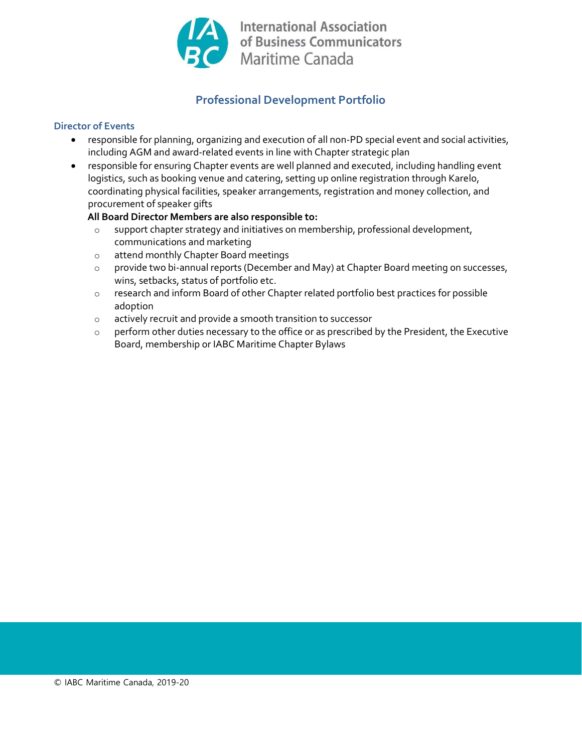# Professional Development Portfolio

### Director of Events

- responsible for planning, organizing and execution of all non-PD special event and social activities, including AGM and award-related events in line with Chapter strategic plan
- responsible for ensuring Chapter events are well planned and executed, including handling event logistics, such as booking venue and catering, setting up online registration through Karelo, coordinating physical facilities, speaker arrangements, registration and money collection, and procurement of speaker gifts

  **All Board Director Members are also responsible to:**
  - support chapter strategy and initiatives on membership, professional development, communications and marketing
  - attend monthly Chapter Board meetings
  - provide two bi-annual reports (December and May) at Chapter Board meeting on successes, wins, setbacks, status of portfolio etc.
  - research and inform Board of other Chapter related portfolio best practices for possible adoption
  - actively recruit and provide a smooth transition to successor
  - perform other duties necessary to the office or as prescribed by the President, the Executive Board, membership or IABC Maritime Chapter Bylaws